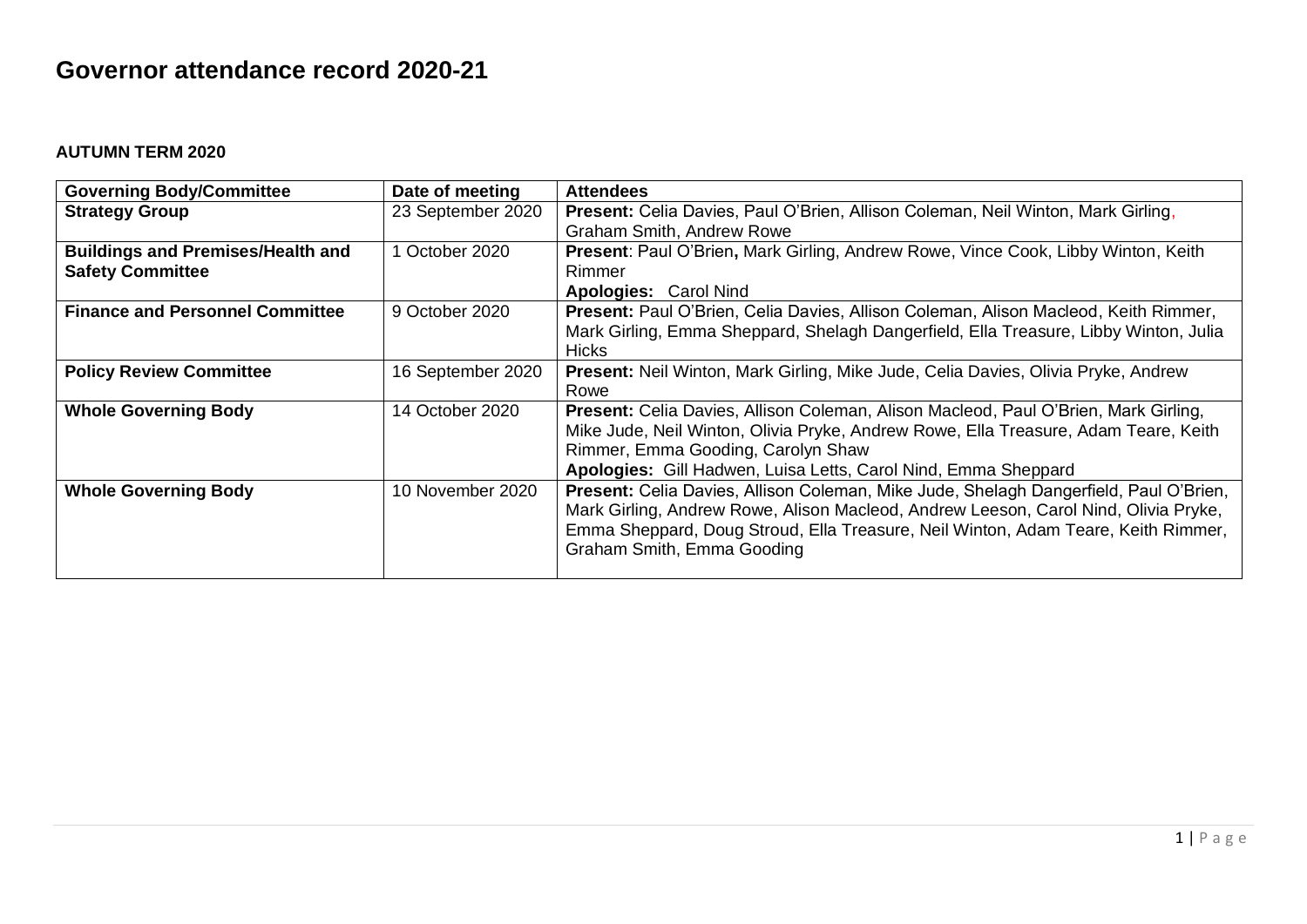# Governor attendance record 2020-21

**AUTUMN TERM 2020**

| Governing Body/Committee | Date of meeting | Attendees |
|---|---|---|
| **Strategy Group** | 23 September 2020 | **Present:** Celia Davies, Paul O'Brien, Allison Coleman, Neil Winton, Mark Girling, Graham Smith, Andrew Rowe |
| **Buildings and Premises/Health and Safety Committee** | 1 October 2020 | **Present**: Paul O'Brien, Mark Girling, Andrew Rowe, Vince Cook, Libby Winton, Keith Rimmer<br>**Apologies:** Carol Nind |
| **Finance and Personnel Committee** | 9 October 2020 | **Present:** Paul O'Brien, Celia Davies, Allison Coleman, Alison Macleod, Keith Rimmer, Mark Girling, Emma Sheppard, Shelagh Dangerfield, Ella Treasure, Libby Winton, Julia Hicks |
| **Policy Review Committee** | 16 September 2020 | **Present:** Neil Winton, Mark Girling, Mike Jude, Celia Davies, Olivia Pryke, Andrew Rowe |
| **Whole Governing Body** | 14 October 2020 | **Present:** Celia Davies, Allison Coleman, Alison Macleod, Paul O'Brien, Mark Girling, Mike Jude, Neil Winton, Olivia Pryke, Andrew Rowe, Ella Treasure, Adam Teare, Keith Rimmer, Emma Gooding, Carolyn Shaw<br>**Apologies:** Gill Hadwen, Luisa Letts, Carol Nind, Emma Sheppard |
| **Whole Governing Body** | 10 November 2020 | **Present:** Celia Davies, Allison Coleman, Mike Jude, Shelagh Dangerfield, Paul O'Brien, Mark Girling, Andrew Rowe, Alison Macleod, Andrew Leeson, Carol Nind, Olivia Pryke, Emma Sheppard, Doug Stroud, Ella Treasure, Neil Winton, Adam Teare, Keith Rimmer, Graham Smith, Emma Gooding |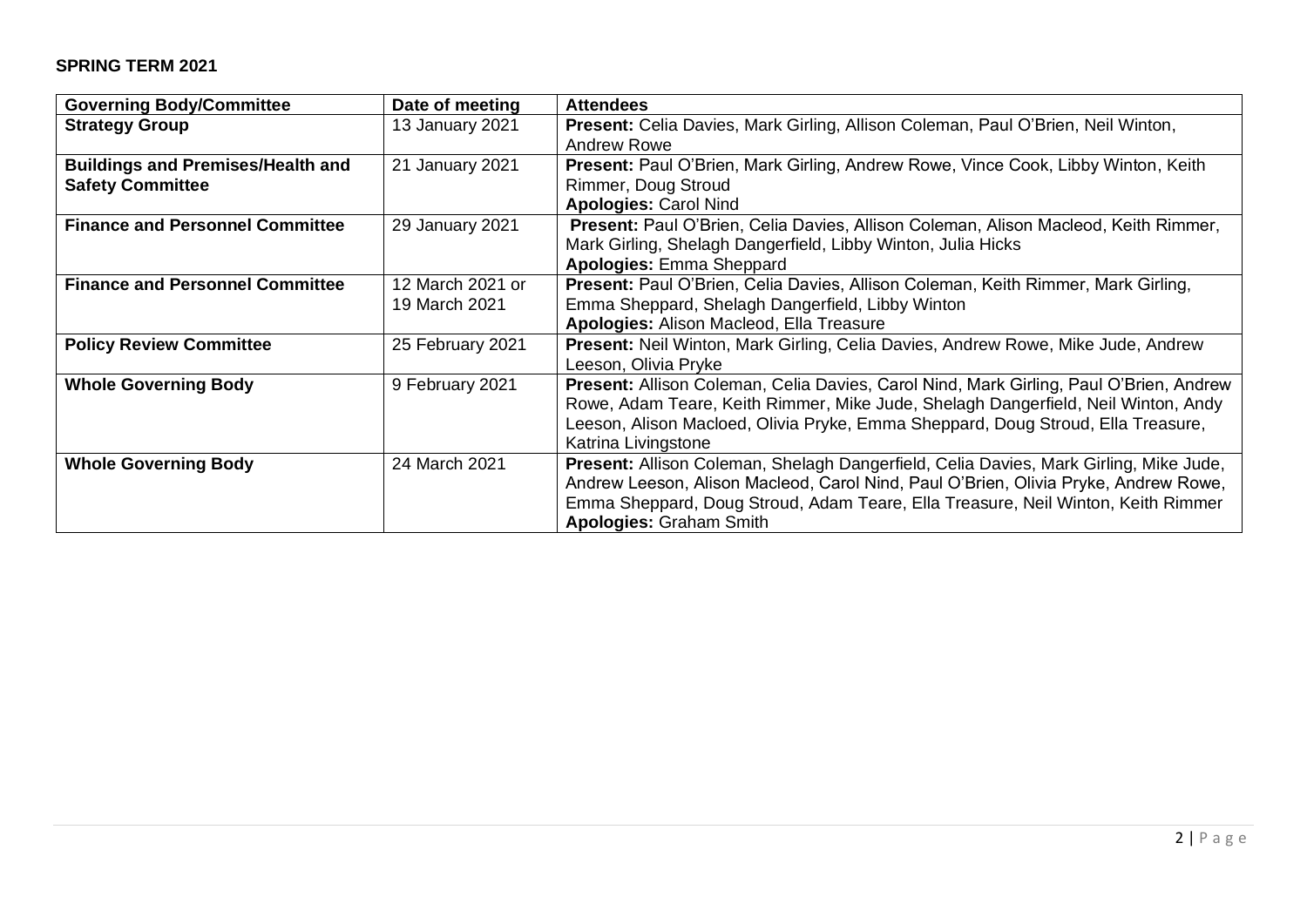**SPRING TERM 2021**

| Governing Body/Committee | Date of meeting | Attendees |
|---|---|---|
| **Strategy Group** | 13 January 2021 | **Present:** Celia Davies, Mark Girling, Allison Coleman, Paul O'Brien, Neil Winton, Andrew Rowe |
| **Buildings and Premises/Health and Safety Committee** | 21 January 2021 | **Present:** Paul O'Brien, Mark Girling, Andrew Rowe, Vince Cook, Libby Winton, Keith Rimmer, Doug Stroud<br>**Apologies:** Carol Nind |
| **Finance and Personnel Committee** | 29 January 2021 | **Present:** Paul O'Brien, Celia Davies, Allison Coleman, Alison Macleod, Keith Rimmer, Mark Girling, Shelagh Dangerfield, Libby Winton, Julia Hicks<br>**Apologies:** Emma Sheppard |
| **Finance and Personnel Committee** | 12 March 2021 or 19 March 2021 | **Present:** Paul O'Brien, Celia Davies, Allison Coleman, Keith Rimmer, Mark Girling, Emma Sheppard, Shelagh Dangerfield, Libby Winton<br>**Apologies:** Alison Macleod, Ella Treasure |
| **Policy Review Committee** | 25 February 2021 | **Present:** Neil Winton, Mark Girling, Celia Davies, Andrew Rowe, Mike Jude, Andrew Leeson, Olivia Pryke |
| **Whole Governing Body** | 9 February 2021 | **Present:** Allison Coleman, Celia Davies, Carol Nind, Mark Girling, Paul O'Brien, Andrew Rowe, Adam Teare, Keith Rimmer, Mike Jude, Shelagh Dangerfield, Neil Winton, Andy Leeson, Alison Macloed, Olivia Pryke, Emma Sheppard, Doug Stroud, Ella Treasure, Katrina Livingstone |
| **Whole Governing Body** | 24 March 2021 | **Present:** Allison Coleman, Shelagh Dangerfield, Celia Davies, Mark Girling, Mike Jude, Andrew Leeson, Alison Macleod, Carol Nind, Paul O'Brien, Olivia Pryke, Andrew Rowe, Emma Sheppard, Doug Stroud, Adam Teare, Ella Treasure, Neil Winton, Keith Rimmer<br>**Apologies:** Graham Smith |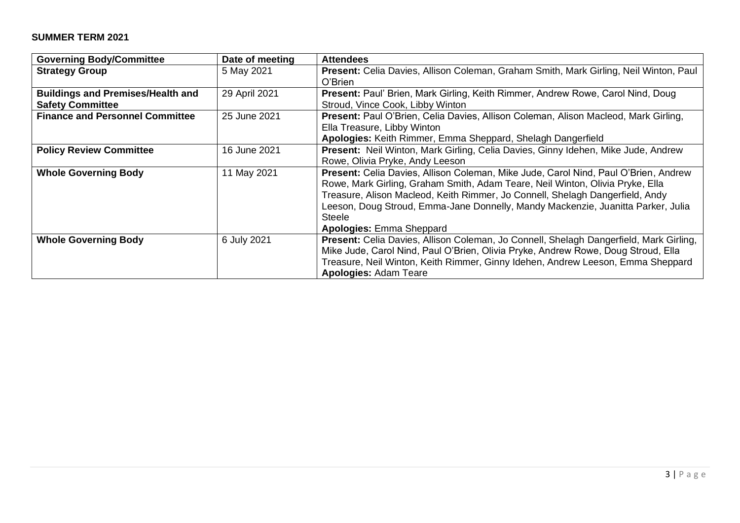**SUMMER TERM 2021**

| Governing Body/Committee | Date of meeting | Attendees |
|---|---|---|
| **Strategy Group** | 5 May 2021 | **Present:** Celia Davies, Allison Coleman, Graham Smith, Mark Girling, Neil Winton, Paul O'Brien |
| **Buildings and Premises/Health and Safety Committee** | 29 April 2021 | **Present:** Paul' Brien, Mark Girling, Keith Rimmer, Andrew Rowe, Carol Nind, Doug Stroud, Vince Cook, Libby Winton |
| **Finance and Personnel Committee** | 25 June 2021 | **Present:** Paul O'Brien, Celia Davies, Allison Coleman, Alison Macleod, Mark Girling, Ella Treasure, Libby Winton<br>**Apologies:** Keith Rimmer, Emma Sheppard, Shelagh Dangerfield |
| **Policy Review Committee** | 16 June 2021 | **Present:** Neil Winton, Mark Girling, Celia Davies, Ginny Idehen, Mike Jude, Andrew Rowe, Olivia Pryke, Andy Leeson |
| **Whole Governing Body** | 11 May 2021 | **Present:** Celia Davies, Allison Coleman, Mike Jude, Carol Nind, Paul O'Brien, Andrew Rowe, Mark Girling, Graham Smith, Adam Teare, Neil Winton, Olivia Pryke, Ella Treasure, Alison Macleod, Keith Rimmer, Jo Connell, Shelagh Dangerfield, Andy Leeson, Doug Stroud, Emma-Jane Donnelly, Mandy Mackenzie, Juanitta Parker, Julia Steele<br>**Apologies:** Emma Sheppard |
| **Whole Governing Body** | 6 July 2021 | **Present:** Celia Davies, Allison Coleman, Jo Connell, Shelagh Dangerfield, Mark Girling, Mike Jude, Carol Nind, Paul O'Brien, Olivia Pryke, Andrew Rowe, Doug Stroud, Ella Treasure, Neil Winton, Keith Rimmer, Ginny Idehen, Andrew Leeson, Emma Sheppard<br>**Apologies:** Adam Teare |